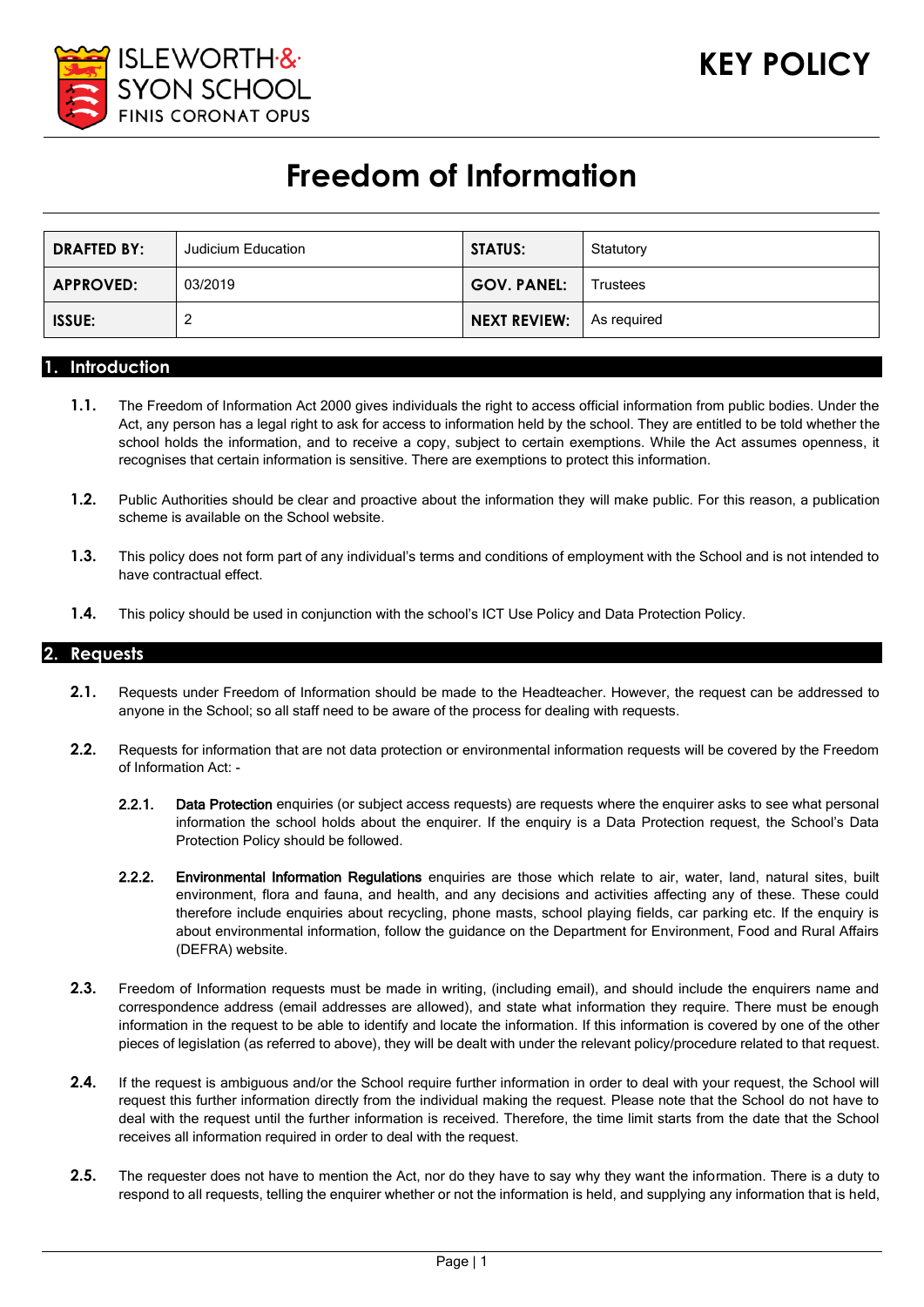ISLEWORTH & SYON SCHOOL
FINIS CORONAT OPUS

**KEY POLICY**

# Freedom of Information

| DRAFTED BY: | Judicium Education | STATUS: | Statutory |
|---|---|---|---|
| APPROVED: | 03/2019 | GOV. PANEL: | Trustees |
| ISSUE: | 2 | NEXT REVIEW: | As required |

## 1. Introduction

**1.1.** The Freedom of Information Act 2000 gives individuals the right to access official information from public bodies. Under the Act, any person has a legal right to ask for access to information held by the school. They are entitled to be told whether the school holds the information, and to receive a copy, subject to certain exemptions. While the Act assumes openness, it recognises that certain information is sensitive. There are exemptions to protect this information.

**1.2.** Public Authorities should be clear and proactive about the information they will make public. For this reason, a publication scheme is available on the School website.

**1.3.** This policy does not form part of any individual's terms and conditions of employment with the School and is not intended to have contractual effect.

**1.4.** This policy should be used in conjunction with the school's ICT Use Policy and Data Protection Policy.

## 2. Requests

**2.1.** Requests under Freedom of Information should be made to the Headteacher. However, the request can be addressed to anyone in the School; so all staff need to be aware of the process for dealing with requests.

**2.2.** Requests for information that are not data protection or environmental information requests will be covered by the Freedom of Information Act: -

**2.2.1.** **Data Protection** enquiries (or subject access requests) are requests where the enquirer asks to see what personal information the school holds about the enquirer. If the enquiry is a Data Protection request, the School's Data Protection Policy should be followed.

**2.2.2.** **Environmental Information Regulations** enquiries are those which relate to air, water, land, natural sites, built environment, flora and fauna, and health, and any decisions and activities affecting any of these. These could therefore include enquiries about recycling, phone masts, school playing fields, car parking etc. If the enquiry is about environmental information, follow the guidance on the Department for Environment, Food and Rural Affairs (DEFRA) website.

**2.3.** Freedom of Information requests must be made in writing, (including email), and should include the enquirers name and correspondence address (email addresses are allowed), and state what information they require. There must be enough information in the request to be able to identify and locate the information. If this information is covered by one of the other pieces of legislation (as referred to above), they will be dealt with under the relevant policy/procedure related to that request.

**2.4.** If the request is ambiguous and/or the School require further information in order to deal with your request, the School will request this further information directly from the individual making the request. Please note that the School do not have to deal with the request until the further information is received. Therefore, the time limit starts from the date that the School receives all information required in order to deal with the request.

**2.5.** The requester does not have to mention the Act, nor do they have to say why they want the information. There is a duty to respond to all requests, telling the enquirer whether or not the information is held, and supplying any information that is held,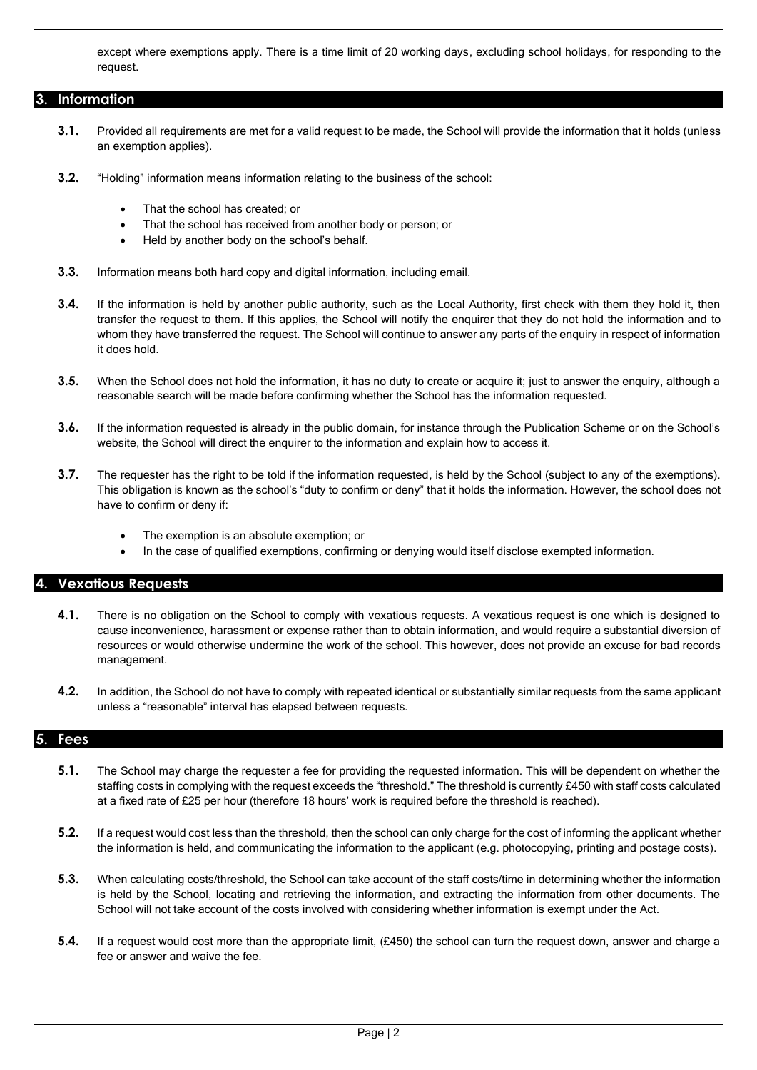except where exemptions apply. There is a time limit of 20 working days, excluding school holidays, for responding to the request.

## 3. Information

**3.1.** Provided all requirements are met for a valid request to be made, the School will provide the information that it holds (unless an exemption applies).

**3.2.** "Holding" information means information relating to the business of the school:

- That the school has created; or
- That the school has received from another body or person; or
- Held by another body on the school's behalf.

**3.3.** Information means both hard copy and digital information, including email.

**3.4.** If the information is held by another public authority, such as the Local Authority, first check with them they hold it, then transfer the request to them. If this applies, the School will notify the enquirer that they do not hold the information and to whom they have transferred the request. The School will continue to answer any parts of the enquiry in respect of information it does hold.

**3.5.** When the School does not hold the information, it has no duty to create or acquire it; just to answer the enquiry, although a reasonable search will be made before confirming whether the School has the information requested.

**3.6.** If the information requested is already in the public domain, for instance through the Publication Scheme or on the School's website, the School will direct the enquirer to the information and explain how to access it.

**3.7.** The requester has the right to be told if the information requested, is held by the School (subject to any of the exemptions). This obligation is known as the school's "duty to confirm or deny" that it holds the information. However, the school does not have to confirm or deny if:

- The exemption is an absolute exemption; or
- In the case of qualified exemptions, confirming or denying would itself disclose exempted information.

## 4. Vexatious Requests

**4.1.** There is no obligation on the School to comply with vexatious requests. A vexatious request is one which is designed to cause inconvenience, harassment or expense rather than to obtain information, and would require a substantial diversion of resources or would otherwise undermine the work of the school. This however, does not provide an excuse for bad records management.

**4.2.** In addition, the School do not have to comply with repeated identical or substantially similar requests from the same applicant unless a "reasonable" interval has elapsed between requests.

## 5. Fees

**5.1.** The School may charge the requester a fee for providing the requested information. This will be dependent on whether the staffing costs in complying with the request exceeds the "threshold." The threshold is currently £450 with staff costs calculated at a fixed rate of £25 per hour (therefore 18 hours' work is required before the threshold is reached).

**5.2.** If a request would cost less than the threshold, then the school can only charge for the cost of informing the applicant whether the information is held, and communicating the information to the applicant (e.g. photocopying, printing and postage costs).

**5.3.** When calculating costs/threshold, the School can take account of the staff costs/time in determining whether the information is held by the School, locating and retrieving the information, and extracting the information from other documents. The School will not take account of the costs involved with considering whether information is exempt under the Act.

**5.4.** If a request would cost more than the appropriate limit, (£450) the school can turn the request down, answer and charge a fee or answer and waive the fee.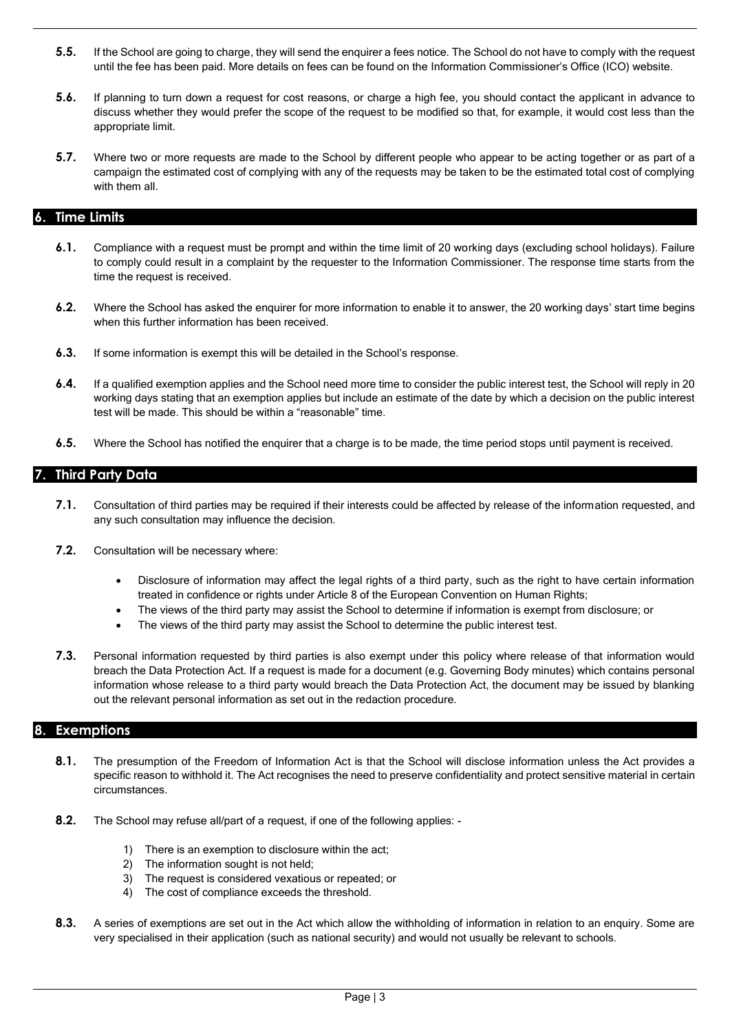**5.5.** If the School are going to charge, they will send the enquirer a fees notice. The School do not have to comply with the request until the fee has been paid. More details on fees can be found on the Information Commissioner's Office (ICO) website.

**5.6.** If planning to turn down a request for cost reasons, or charge a high fee, you should contact the applicant in advance to discuss whether they would prefer the scope of the request to be modified so that, for example, it would cost less than the appropriate limit.

**5.7.** Where two or more requests are made to the School by different people who appear to be acting together or as part of a campaign the estimated cost of complying with any of the requests may be taken to be the estimated total cost of complying with them all.

## 6. Time Limits

**6.1.** Compliance with a request must be prompt and within the time limit of 20 working days (excluding school holidays). Failure to comply could result in a complaint by the requester to the Information Commissioner. The response time starts from the time the request is received.

**6.2.** Where the School has asked the enquirer for more information to enable it to answer, the 20 working days' start time begins when this further information has been received.

**6.3.** If some information is exempt this will be detailed in the School's response.

**6.4.** If a qualified exemption applies and the School need more time to consider the public interest test, the School will reply in 20 working days stating that an exemption applies but include an estimate of the date by which a decision on the public interest test will be made. This should be within a "reasonable" time.

**6.5.** Where the School has notified the enquirer that a charge is to be made, the time period stops until payment is received.

## 7. Third Party Data

**7.1.** Consultation of third parties may be required if their interests could be affected by release of the information requested, and any such consultation may influence the decision.

**7.2.** Consultation will be necessary where:

- Disclosure of information may affect the legal rights of a third party, such as the right to have certain information treated in confidence or rights under Article 8 of the European Convention on Human Rights;
- The views of the third party may assist the School to determine if information is exempt from disclosure; or
- The views of the third party may assist the School to determine the public interest test.

**7.3.** Personal information requested by third parties is also exempt under this policy where release of that information would breach the Data Protection Act. If a request is made for a document (e.g. Governing Body minutes) which contains personal information whose release to a third party would breach the Data Protection Act, the document may be issued by blanking out the relevant personal information as set out in the redaction procedure.

## 8. Exemptions

**8.1.** The presumption of the Freedom of Information Act is that the School will disclose information unless the Act provides a specific reason to withhold it. The Act recognises the need to preserve confidentiality and protect sensitive material in certain circumstances.

**8.2.** The School may refuse all/part of a request, if one of the following applies: -

1) There is an exemption to disclosure within the act;
2) The information sought is not held;
3) The request is considered vexatious or repeated; or
4) The cost of compliance exceeds the threshold.

**8.3.** A series of exemptions are set out in the Act which allow the withholding of information in relation to an enquiry. Some are very specialised in their application (such as national security) and would not usually be relevant to schools.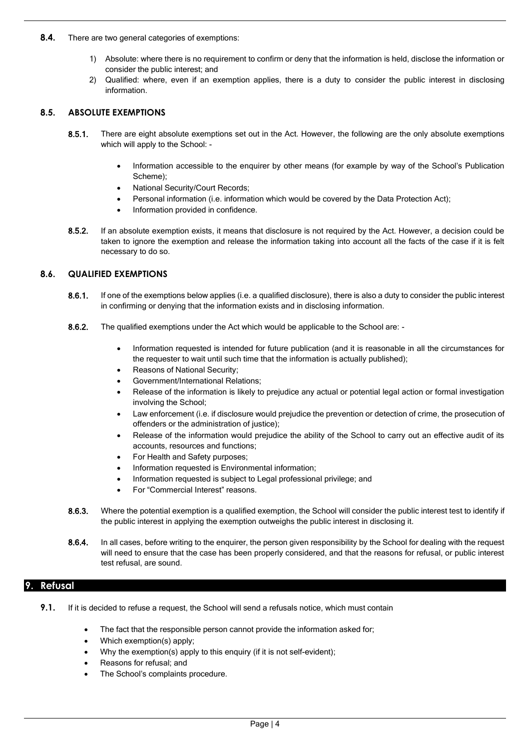**8.4.** There are two general categories of exemptions:

1) Absolute: where there is no requirement to confirm or deny that the information is held, disclose the information or consider the public interest; and
2) Qualified: where, even if an exemption applies, there is a duty to consider the public interest in disclosing information.

### 8.5. ABSOLUTE EXEMPTIONS

**8.5.1.** There are eight absolute exemptions set out in the Act. However, the following are the only absolute exemptions which will apply to the School: -

- Information accessible to the enquirer by other means (for example by way of the School's Publication Scheme);
- National Security/Court Records;
- Personal information (i.e. information which would be covered by the Data Protection Act);
- Information provided in confidence.

**8.5.2.** If an absolute exemption exists, it means that disclosure is not required by the Act. However, a decision could be taken to ignore the exemption and release the information taking into account all the facts of the case if it is felt necessary to do so.

### 8.6. QUALIFIED EXEMPTIONS

**8.6.1.** If one of the exemptions below applies (i.e. a qualified disclosure), there is also a duty to consider the public interest in confirming or denying that the information exists and in disclosing information.

**8.6.2.** The qualified exemptions under the Act which would be applicable to the School are: -

- Information requested is intended for future publication (and it is reasonable in all the circumstances for the requester to wait until such time that the information is actually published);
- Reasons of National Security;
- Government/International Relations;
- Release of the information is likely to prejudice any actual or potential legal action or formal investigation involving the School;
- Law enforcement (i.e. if disclosure would prejudice the prevention or detection of crime, the prosecution of offenders or the administration of justice);
- Release of the information would prejudice the ability of the School to carry out an effective audit of its accounts, resources and functions;
- For Health and Safety purposes;
- Information requested is Environmental information;
- Information requested is subject to Legal professional privilege; and
- For "Commercial Interest" reasons.

**8.6.3.** Where the potential exemption is a qualified exemption, the School will consider the public interest test to identify if the public interest in applying the exemption outweighs the public interest in disclosing it.

**8.6.4.** In all cases, before writing to the enquirer, the person given responsibility by the School for dealing with the request will need to ensure that the case has been properly considered, and that the reasons for refusal, or public interest test refusal, are sound.

## 9. Refusal

**9.1.** If it is decided to refuse a request, the School will send a refusals notice, which must contain

- The fact that the responsible person cannot provide the information asked for;
- Which exemption(s) apply;
- Why the exemption(s) apply to this enquiry (if it is not self-evident);
- Reasons for refusal; and
- The School's complaints procedure.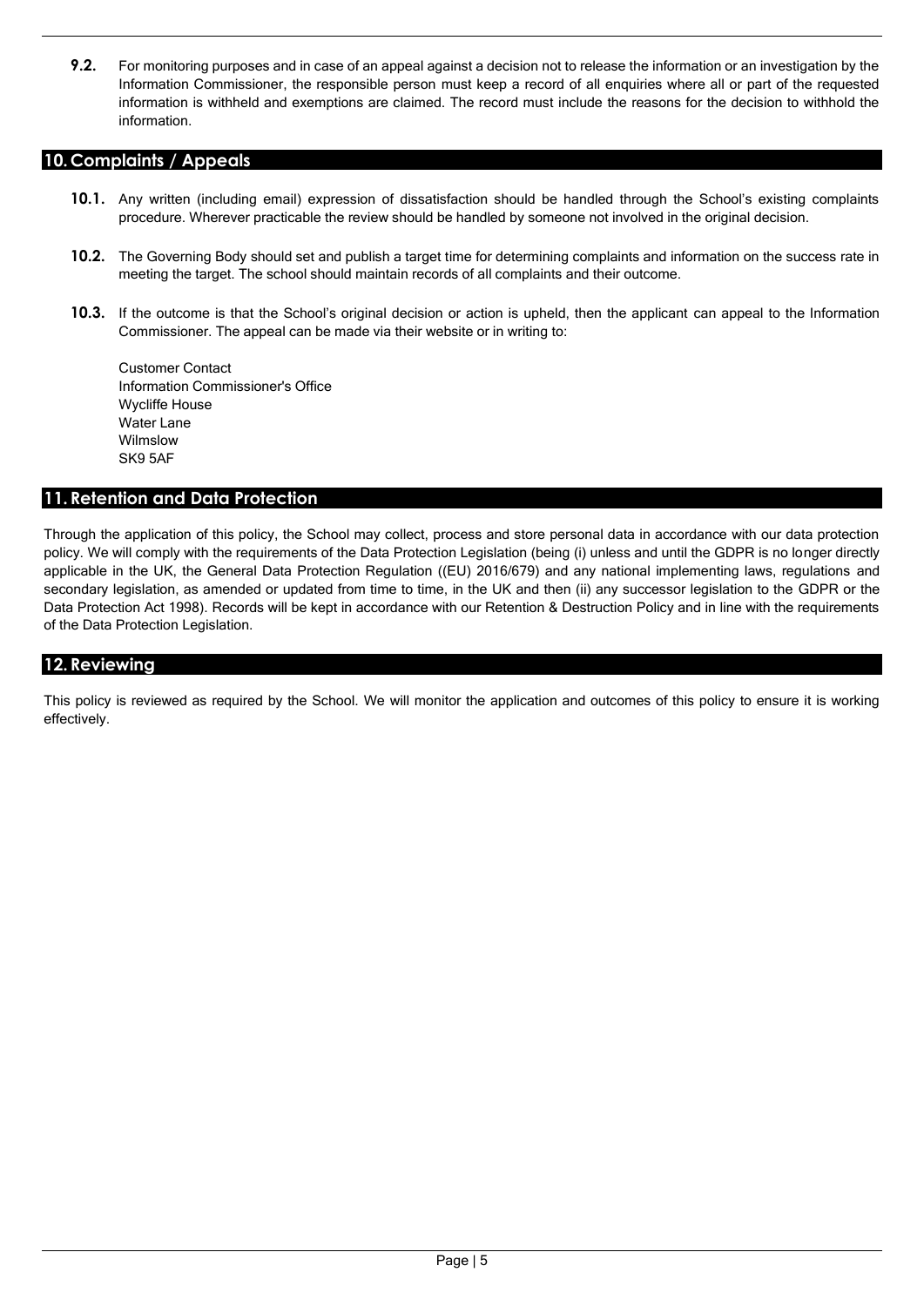**9.2.** For monitoring purposes and in case of an appeal against a decision not to release the information or an investigation by the Information Commissioner, the responsible person must keep a record of all enquiries where all or part of the requested information is withheld and exemptions are claimed. The record must include the reasons for the decision to withhold the information.

## 10. Complaints / Appeals

**10.1.** Any written (including email) expression of dissatisfaction should be handled through the School's existing complaints procedure. Wherever practicable the review should be handled by someone not involved in the original decision.

**10.2.** The Governing Body should set and publish a target time for determining complaints and information on the success rate in meeting the target. The school should maintain records of all complaints and their outcome.

**10.3.** If the outcome is that the School's original decision or action is upheld, then the applicant can appeal to the Information Commissioner. The appeal can be made via their website or in writing to:

Customer Contact
Information Commissioner's Office
Wycliffe House
Water Lane
Wilmslow
SK9 5AF

## 11. Retention and Data Protection

Through the application of this policy, the School may collect, process and store personal data in accordance with our data protection policy. We will comply with the requirements of the Data Protection Legislation (being (i) unless and until the GDPR is no longer directly applicable in the UK, the General Data Protection Regulation ((EU) 2016/679) and any national implementing laws, regulations and secondary legislation, as amended or updated from time to time, in the UK and then (ii) any successor legislation to the GDPR or the Data Protection Act 1998). Records will be kept in accordance with our Retention & Destruction Policy and in line with the requirements of the Data Protection Legislation.

## 12. Reviewing

This policy is reviewed as required by the School. We will monitor the application and outcomes of this policy to ensure it is working effectively.